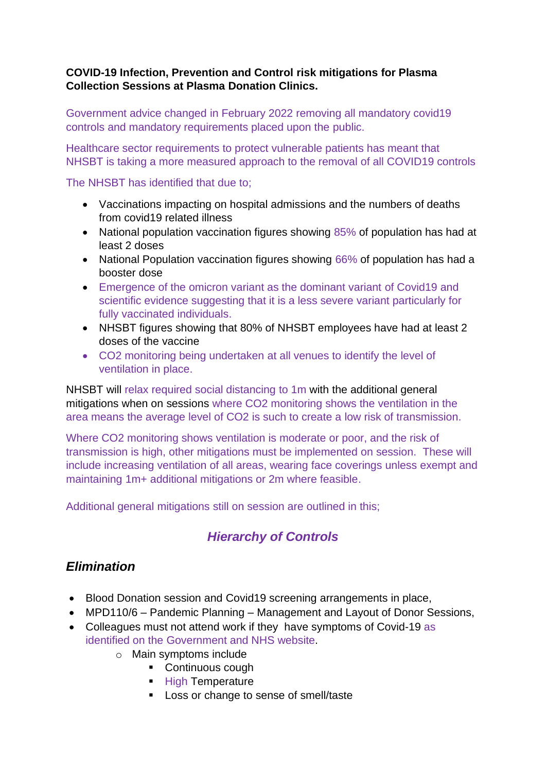**COVID-19 Infection, Prevention and Control risk mitigations for Plasma Collection Sessions at Plasma Donation Clinics.**

Government advice changed in February 2022 removing all mandatory covid19 controls and mandatory requirements placed upon the public.

Healthcare sector requirements to protect vulnerable patients has meant that NHSBT is taking a more measured approach to the removal of all COVID19 controls

The NHSBT has identified that due to;

- Vaccinations impacting on hospital admissions and the numbers of deaths from covid19 related illness
- National population vaccination figures showing 85% of population has had at least 2 doses
- National Population vaccination figures showing 66% of population has had a booster dose
- Emergence of the omicron variant as the dominant variant of Covid19 and scientific evidence suggesting that it is a less severe variant particularly for fully vaccinated individuals.
- NHSBT figures showing that 80% of NHSBT employees have had at least 2 doses of the vaccine
- $CO_2$ monitoring being undertaken at all venues to identify the level of ventilation in place.

NHSBT will relax required social distancing to 1m with the additional general mitigations when on sessions where $CO_2$ monitoring shows the ventilation in the area means the average level of $CO_2$ is such to create a low risk of transmission.

Where $CO_2$ monitoring shows ventilation is moderate or poor, and the risk of transmission is high, other mitigations must be implemented on session. These will include increasing ventilation of all areas, wearing face coverings unless exempt and maintaining 1m+ additional mitigations or 2m where feasible.

Additional general mitigations still on session are outlined in this;

## *Hierarchy of Controls*

### *Elimination*

- Blood Donation session and Covid19 screening arrangements in place,
- MPD110/6 – Pandemic Planning – Management and Layout of Donor Sessions,
- Colleagues must not attend work if they have symptoms of Covid-19 as identified on the Government and NHS website.
  - Main symptoms include
    - Continuous cough
    - High Temperature
    - Loss or change to sense of smell/taste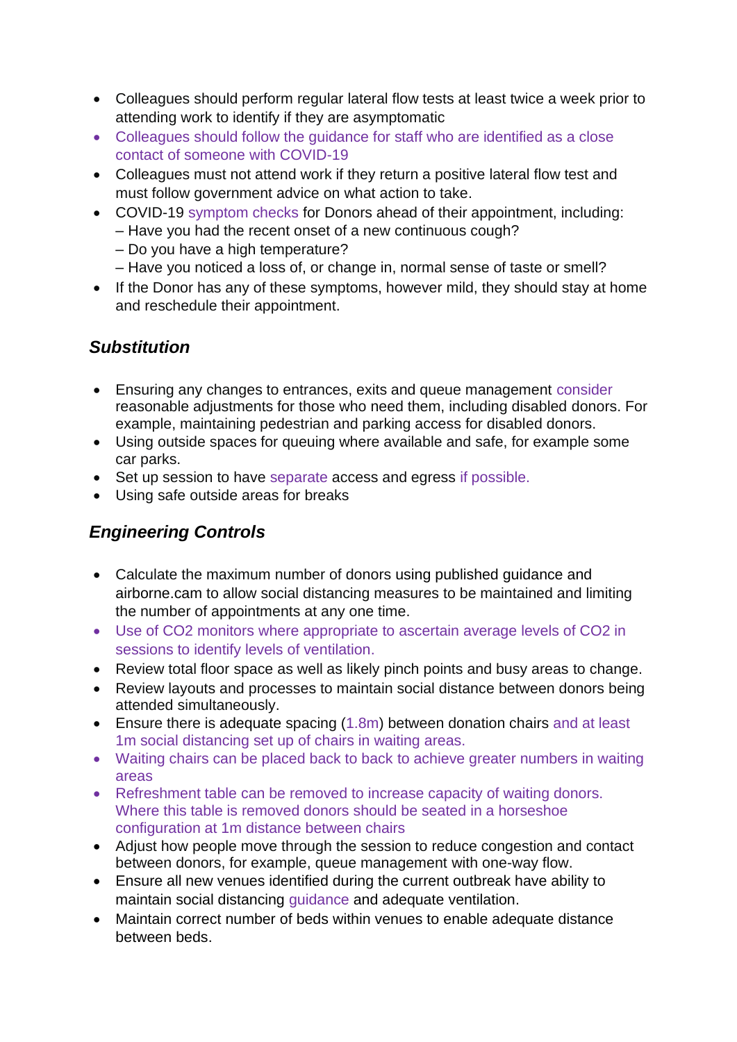- Colleagues should perform regular lateral flow tests at least twice a week prior to attending work to identify if they are asymptomatic
- Colleagues should follow the guidance for staff who are identified as a close contact of someone with COVID-19
- Colleagues must not attend work if they return a positive lateral flow test and must follow government advice on what action to take.
- COVID-19 symptom checks for Donors ahead of their appointment, including:
  – Have you had the recent onset of a new continuous cough?
  – Do you have a high temperature?
  – Have you noticed a loss of, or change in, normal sense of taste or smell?
- If the Donor has any of these symptoms, however mild, they should stay at home and reschedule their appointment.

### *Substitution*

- Ensuring any changes to entrances, exits and queue management consider reasonable adjustments for those who need them, including disabled donors. For example, maintaining pedestrian and parking access for disabled donors.
- Using outside spaces for queuing where available and safe, for example some car parks.
- Set up session to have separate access and egress if possible.
- Using safe outside areas for breaks

### *Engineering Controls*

- Calculate the maximum number of donors using published guidance and airborne.cam to allow social distancing measures to be maintained and limiting the number of appointments at any one time.
- Use of CO2 monitors where appropriate to ascertain average levels of CO2 in sessions to identify levels of ventilation.
- Review total floor space as well as likely pinch points and busy areas to change.
- Review layouts and processes to maintain social distance between donors being attended simultaneously.
- Ensure there is adequate spacing (1.8m) between donation chairs and at least 1m social distancing set up of chairs in waiting areas.
- Waiting chairs can be placed back to back to achieve greater numbers in waiting areas
- Refreshment table can be removed to increase capacity of waiting donors. Where this table is removed donors should be seated in a horseshoe configuration at 1m distance between chairs
- Adjust how people move through the session to reduce congestion and contact between donors, for example, queue management with one-way flow.
- Ensure all new venues identified during the current outbreak have ability to maintain social distancing guidance and adequate ventilation.
- Maintain correct number of beds within venues to enable adequate distance between beds.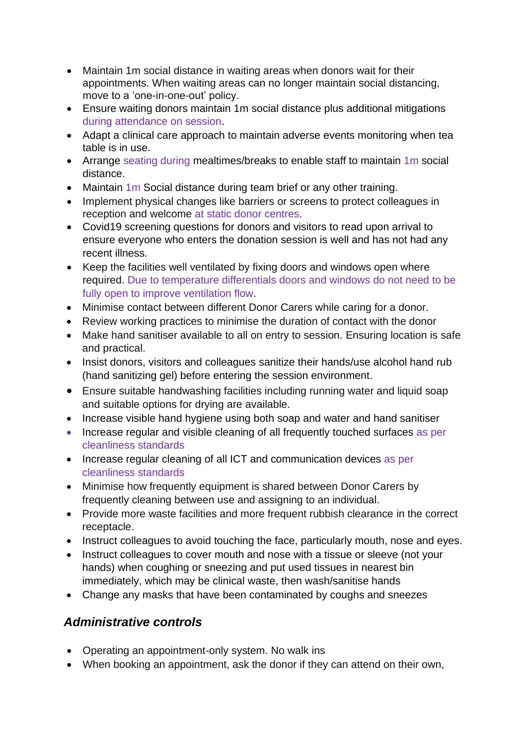- Maintain 1m social distance in waiting areas when donors wait for their appointments. When waiting areas can no longer maintain social distancing, move to a 'one-in-one-out' policy.
- Ensure waiting donors maintain 1m social distance plus additional mitigations during attendance on session.
- Adapt a clinical care approach to maintain adverse events monitoring when tea table is in use.
- Arrange seating during mealtimes/breaks to enable staff to maintain 1m social distance.
- Maintain 1m Social distance during team brief or any other training.
- Implement physical changes like barriers or screens to protect colleagues in reception and welcome at static donor centres.
- Covid19 screening questions for donors and visitors to read upon arrival to ensure everyone who enters the donation session is well and has not had any recent illness.
- Keep the facilities well ventilated by fixing doors and windows open where required. Due to temperature differentials doors and windows do not need to be fully open to improve ventilation flow.
- Minimise contact between different Donor Carers while caring for a donor.
- Review working practices to minimise the duration of contact with the donor
- Make hand sanitiser available to all on entry to session. Ensuring location is safe and practical.
- Insist donors, visitors and colleagues sanitize their hands/use alcohol hand rub (hand sanitizing gel) before entering the session environment.
- Ensure suitable handwashing facilities including running water and liquid soap and suitable options for drying are available.
- Increase visible hand hygiene using both soap and water and hand sanitiser
- Increase regular and visible cleaning of all frequently touched surfaces as per cleanliness standards
- Increase regular cleaning of all ICT and communication devices as per cleanliness standards
- Minimise how frequently equipment is shared between Donor Carers by frequently cleaning between use and assigning to an individual.
- Provide more waste facilities and more frequent rubbish clearance in the correct receptacle.
- Instruct colleagues to avoid touching the face, particularly mouth, nose and eyes.
- Instruct colleagues to cover mouth and nose with a tissue or sleeve (not your hands) when coughing or sneezing and put used tissues in nearest bin immediately, which may be clinical waste, then wash/sanitise hands
- Change any masks that have been contaminated by coughs and sneezes

### *Administrative controls*

- Operating an appointment-only system. No walk ins
- When booking an appointment, ask the donor if they can attend on their own,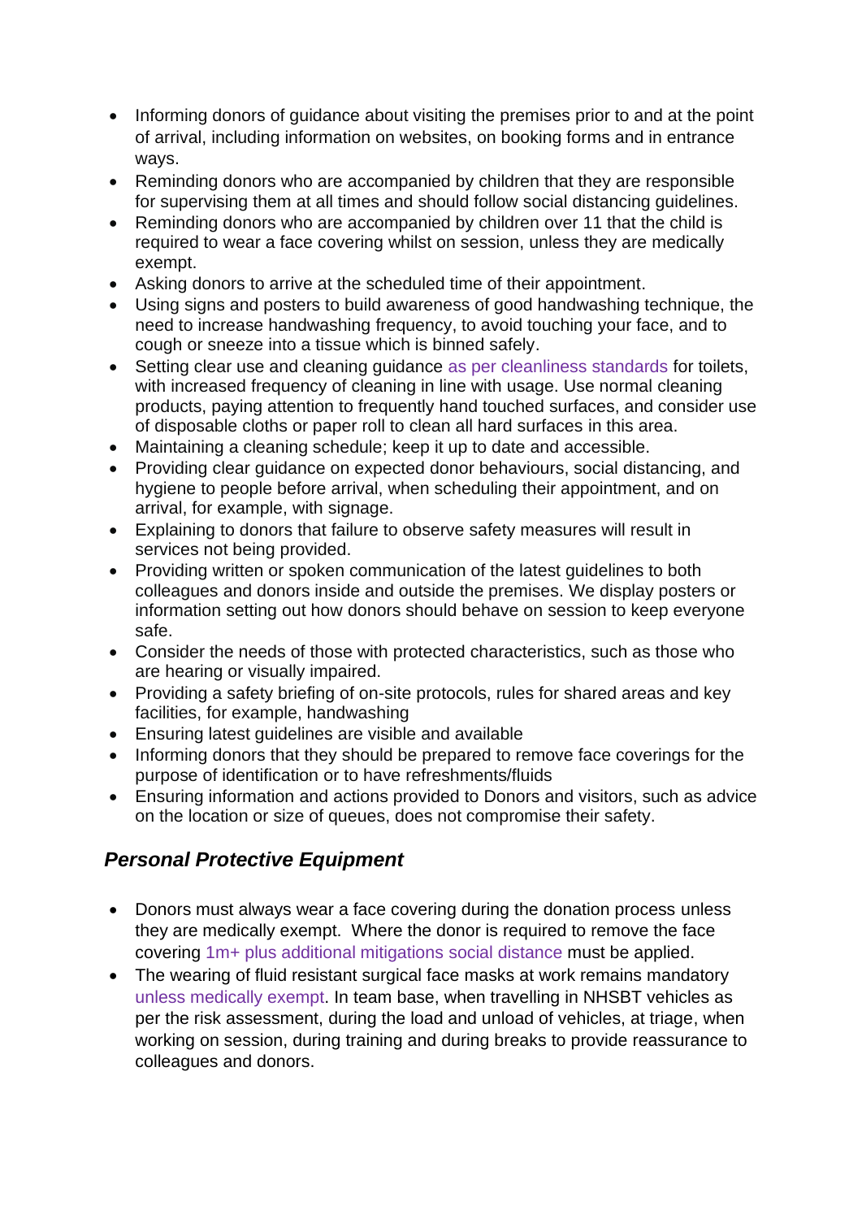- Informing donors of guidance about visiting the premises prior to and at the point of arrival, including information on websites, on booking forms and in entrance ways.
- Reminding donors who are accompanied by children that they are responsible for supervising them at all times and should follow social distancing guidelines.
- Reminding donors who are accompanied by children over 11 that the child is required to wear a face covering whilst on session, unless they are medically exempt.
- Asking donors to arrive at the scheduled time of their appointment.
- Using signs and posters to build awareness of good handwashing technique, the need to increase handwashing frequency, to avoid touching your face, and to cough or sneeze into a tissue which is binned safely.
- Setting clear use and cleaning guidance as per cleanliness standards for toilets, with increased frequency of cleaning in line with usage. Use normal cleaning products, paying attention to frequently hand touched surfaces, and consider use of disposable cloths or paper roll to clean all hard surfaces in this area.
- Maintaining a cleaning schedule; keep it up to date and accessible.
- Providing clear guidance on expected donor behaviours, social distancing, and hygiene to people before arrival, when scheduling their appointment, and on arrival, for example, with signage.
- Explaining to donors that failure to observe safety measures will result in services not being provided.
- Providing written or spoken communication of the latest guidelines to both colleagues and donors inside and outside the premises. We display posters or information setting out how donors should behave on session to keep everyone safe.
- Consider the needs of those with protected characteristics, such as those who are hearing or visually impaired.
- Providing a safety briefing of on-site protocols, rules for shared areas and key facilities, for example, handwashing
- Ensuring latest guidelines are visible and available
- Informing donors that they should be prepared to remove face coverings for the purpose of identification or to have refreshments/fluids
- Ensuring information and actions provided to Donors and visitors, such as advice on the location or size of queues, does not compromise their safety.

## *Personal Protective Equipment*

- Donors must always wear a face covering during the donation process unless they are medically exempt. Where the donor is required to remove the face covering 1m+ plus additional mitigations social distance must be applied.
- The wearing of fluid resistant surgical face masks at work remains mandatory unless medically exempt. In team base, when travelling in NHSBT vehicles as per the risk assessment, during the load and unload of vehicles, at triage, when working on session, during training and during breaks to provide reassurance to colleagues and donors.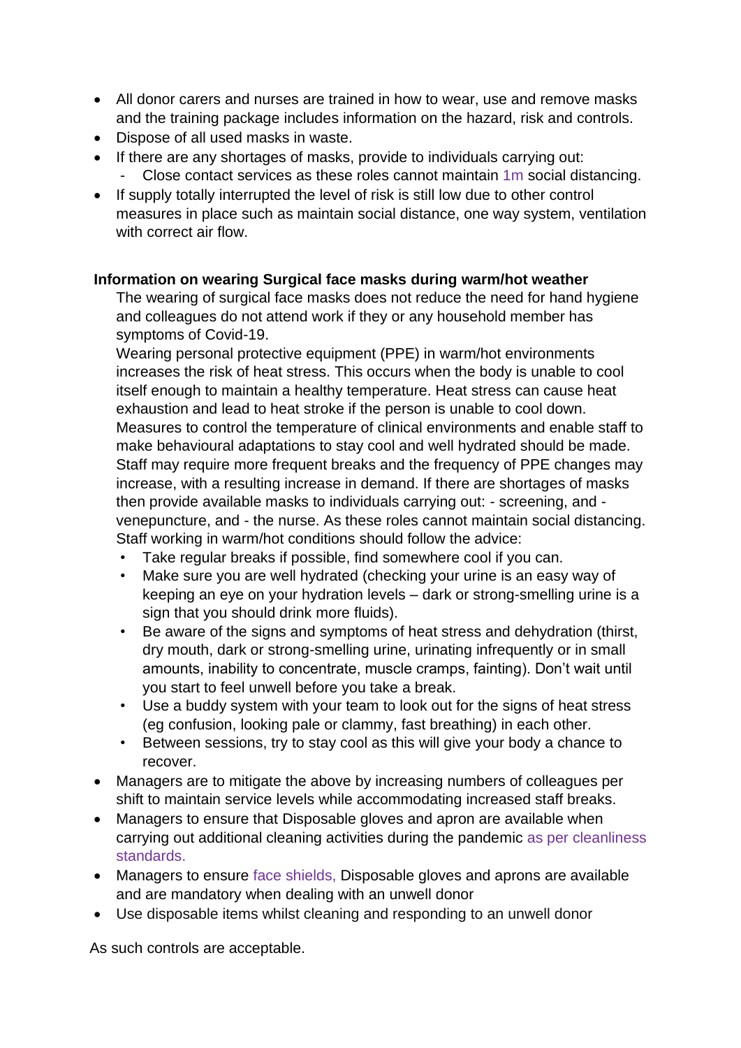- All donor carers and nurses are trained in how to wear, use and remove masks and the training package includes information on the hazard, risk and controls.
- Dispose of all used masks in waste.
- If there are any shortages of masks, provide to individuals carrying out:
  - Close contact services as these roles cannot maintain 1m social distancing.
- If supply totally interrupted the level of risk is still low due to other control measures in place such as maintain social distance, one way system, ventilation with correct air flow.

**Information on wearing Surgical face masks during warm/hot weather**

The wearing of surgical face masks does not reduce the need for hand hygiene and colleagues do not attend work if they or any household member has symptoms of Covid-19.

Wearing personal protective equipment (PPE) in warm/hot environments increases the risk of heat stress. This occurs when the body is unable to cool itself enough to maintain a healthy temperature. Heat stress can cause heat exhaustion and lead to heat stroke if the person is unable to cool down. Measures to control the temperature of clinical environments and enable staff to make behavioural adaptations to stay cool and well hydrated should be made. Staff may require more frequent breaks and the frequency of PPE changes may increase, with a resulting increase in demand. If there are shortages of masks then provide available masks to individuals carrying out: - screening, and - venepuncture, and - the nurse. As these roles cannot maintain social distancing. Staff working in warm/hot conditions should follow the advice:

- Take regular breaks if possible, find somewhere cool if you can.
- Make sure you are well hydrated (checking your urine is an easy way of keeping an eye on your hydration levels – dark or strong-smelling urine is a sign that you should drink more fluids).
- Be aware of the signs and symptoms of heat stress and dehydration (thirst, dry mouth, dark or strong-smelling urine, urinating infrequently or in small amounts, inability to concentrate, muscle cramps, fainting). Don't wait until you start to feel unwell before you take a break.
- Use a buddy system with your team to look out for the signs of heat stress (eg confusion, looking pale or clammy, fast breathing) in each other.
- Between sessions, try to stay cool as this will give your body a chance to recover.

- Managers are to mitigate the above by increasing numbers of colleagues per shift to maintain service levels while accommodating increased staff breaks.
- Managers to ensure that Disposable gloves and apron are available when carrying out additional cleaning activities during the pandemic as per cleanliness standards.
- Managers to ensure face shields, Disposable gloves and aprons are available and are mandatory when dealing with an unwell donor
- Use disposable items whilst cleaning and responding to an unwell donor

As such controls are acceptable.